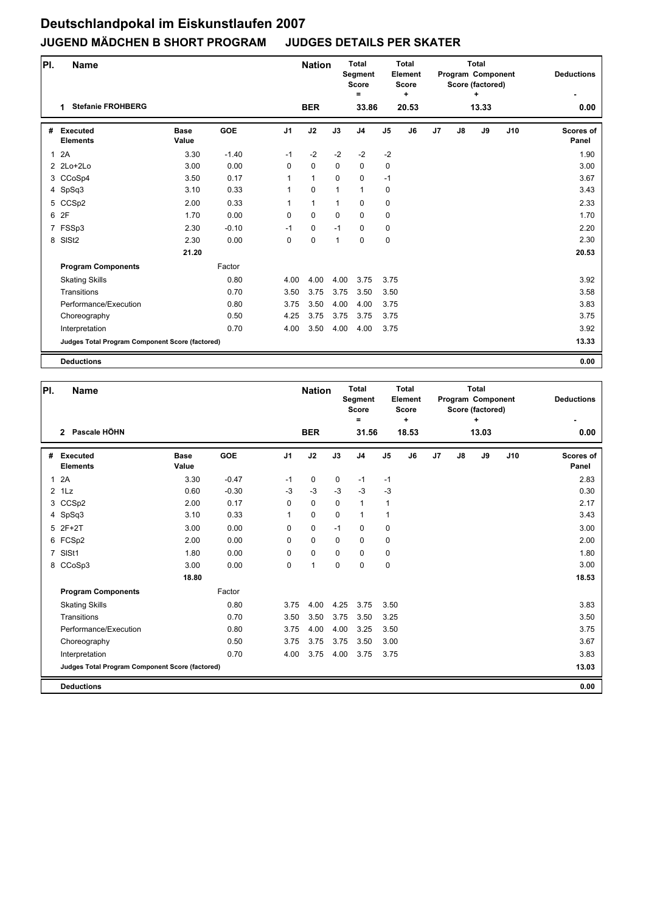# Deutschlandpokal im Eiskunstlaufen 2007

## JUGEND MÄDCHEN B SHORT PROGRAM JUDGES DETAILS PER SKATER

| Pl. | Name | Nation | Total Segment Score = | Total Element Score + | Total Program Component Score (factored) + | Deductions - |
|---|---|---|---|---|---|---|
| 1 | Stefanie FROHBERG | BER | 33.86 | 20.53 | 13.33 | 0.00 |

| # | Executed Elements | Base Value | GOE | J1 | J2 | J3 | J4 | J5 | J6 | J7 | J8 | J9 | J10 | Scores of Panel |
|---|---|---|---|---|---|---|---|---|---|---|---|---|---|---|
| 1 | 2A | 3.30 | -1.40 | -1 | -2 | -2 | -2 | -2 | | | | | | 1.90 |
| 2 | 2Lo+2Lo | 3.00 | 0.00 | 0 | 0 | 0 | 0 | 0 | | | | | | 3.00 |
| 3 | CCoSp4 | 3.50 | 0.17 | 1 | 1 | 0 | 0 | -1 | | | | | | 3.67 |
| 4 | SpSq3 | 3.10 | 0.33 | 1 | 0 | 1 | 1 | 0 | | | | | | 3.43 |
| 5 | CCSp2 | 2.00 | 0.33 | 1 | 1 | 1 | 0 | 0 | | | | | | 2.33 |
| 6 | 2F | 1.70 | 0.00 | 0 | 0 | 0 | 0 | 0 | | | | | | 1.70 |
| 7 | FSSp3 | 2.30 | -0.10 | -1 | 0 | -1 | 0 | 0 | | | | | | 2.20 |
| 8 | SlSt2 | 2.30 | 0.00 | 0 | 0 | 1 | 0 | 0 | | | | | | 2.30 |
| | | 21.20 | | | | | | | | | | | | 20.53 |
| | **Program Components** | | Factor | | | | | | | | | | | |
| | Skating Skills | | 0.80 | 4.00 | 4.00 | 4.00 | 3.75 | 3.75 | | | | | | 3.92 |
| | Transitions | | 0.70 | 3.50 | 3.75 | 3.75 | 3.50 | 3.50 | | | | | | 3.58 |
| | Performance/Execution | | 0.80 | 3.75 | 3.50 | 4.00 | 4.00 | 3.75 | | | | | | 3.83 |
| | Choreography | | 0.50 | 4.25 | 3.75 | 3.75 | 3.75 | 3.75 | | | | | | 3.75 |
| | Interpretation | | 0.70 | 4.00 | 3.50 | 4.00 | 4.00 | 3.75 | | | | | | 3.92 |
| | **Judges Total Program Component Score (factored)** | | | | | | | | | | | | | 13.33 |
| | **Deductions** | | | | | | | | | | | | | 0.00 |

| Pl. | Name | Nation | Total Segment Score = | Total Element Score + | Total Program Component Score (factored) + | Deductions - |
|---|---|---|---|---|---|---|
| 2 | Pascale HÖHN | BER | 31.56 | 18.53 | 13.03 | 0.00 |

| # | Executed Elements | Base Value | GOE | J1 | J2 | J3 | J4 | J5 | J6 | J7 | J8 | J9 | J10 | Scores of Panel |
|---|---|---|---|---|---|---|---|---|---|---|---|---|---|---|
| 1 | 2A | 3.30 | -0.47 | -1 | 0 | 0 | -1 | -1 | | | | | | 2.83 |
| 2 | 1Lz | 0.60 | -0.30 | -3 | -3 | -3 | -3 | -3 | | | | | | 0.30 |
| 3 | CCSp2 | 2.00 | 0.17 | 0 | 0 | 0 | 1 | 1 | | | | | | 2.17 |
| 4 | SpSq3 | 3.10 | 0.33 | 1 | 0 | 0 | 1 | 1 | | | | | | 3.43 |
| 5 | 2F+2T | 3.00 | 0.00 | 0 | 0 | -1 | 0 | 0 | | | | | | 3.00 |
| 6 | FCSp2 | 2.00 | 0.00 | 0 | 0 | 0 | 0 | 0 | | | | | | 2.00 |
| 7 | SlSt1 | 1.80 | 0.00 | 0 | 0 | 0 | 0 | 0 | | | | | | 1.80 |
| 8 | CCoSp3 | 3.00 | 0.00 | 0 | 1 | 0 | 0 | 0 | | | | | | 3.00 |
| | | 18.80 | | | | | | | | | | | | 18.53 |
| | **Program Components** | | Factor | | | | | | | | | | | |
| | Skating Skills | | 0.80 | 3.75 | 4.00 | 4.25 | 3.75 | 3.50 | | | | | | 3.83 |
| | Transitions | | 0.70 | 3.50 | 3.50 | 3.75 | 3.50 | 3.25 | | | | | | 3.50 |
| | Performance/Execution | | 0.80 | 3.75 | 4.00 | 4.00 | 3.25 | 3.50 | | | | | | 3.75 |
| | Choreography | | 0.50 | 3.75 | 3.75 | 3.75 | 3.50 | 3.00 | | | | | | 3.67 |
| | Interpretation | | 0.70 | 4.00 | 3.75 | 4.00 | 3.75 | 3.75 | | | | | | 3.83 |
| | **Judges Total Program Component Score (factored)** | | | | | | | | | | | | | 13.03 |
| | **Deductions** | | | | | | | | | | | | | 0.00 |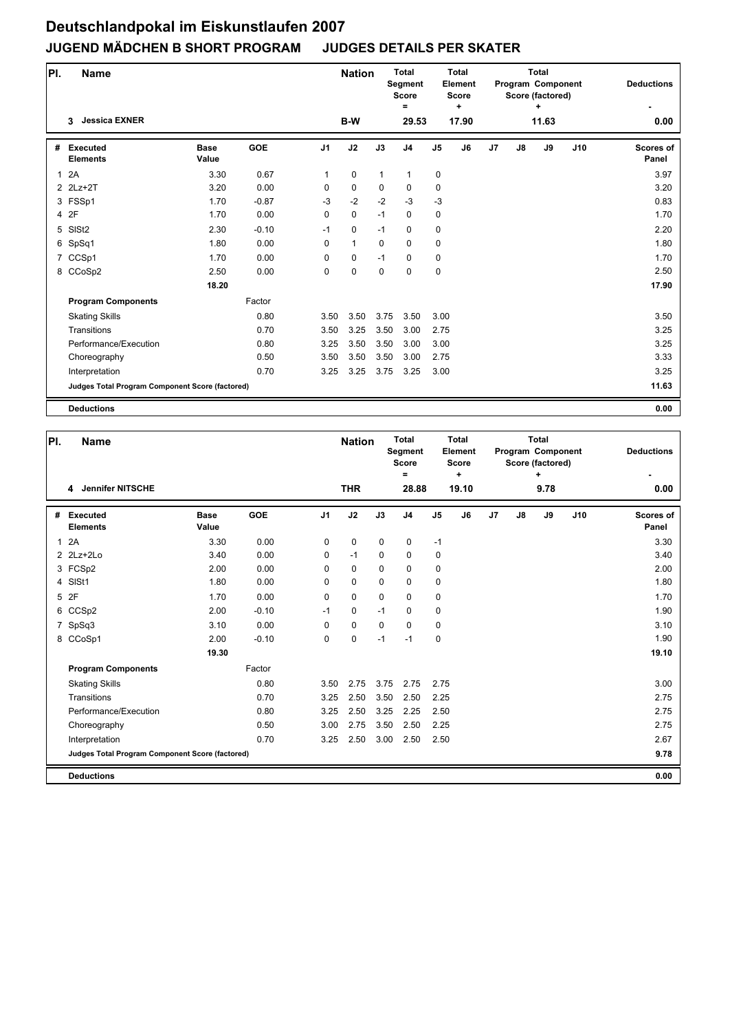# Deutschlandpokal im Eiskunstlaufen 2007

## JUGEND MÄDCHEN B SHORT PROGRAM JUDGES DETAILS PER SKATER

| Pl. | Name | | | Nation | Total Segment Score = | Total Element Score + | Total Program Component Score (factored) + | Deductions - |
|---|---|---|---|---|---|---|---|---|
| 3 | Jessica EXNER | | | B-W | 29.53 | 17.90 | 11.63 | 0.00 |

| # | Executed Elements | Base Value | GOE | J1 | J2 | J3 | J4 | J5 | J6 | J7 | J8 | J9 | J10 | Scores of Panel |
|---|---|---|---|---|---|---|---|---|---|---|---|---|---|---|
| 1 | 2A | 3.30 | 0.67 | 1 | 0 | 1 | 1 | 0 | | | | | | 3.97 |
| 2 | 2Lz+2T | 3.20 | 0.00 | 0 | 0 | 0 | 0 | 0 | | | | | | 3.20 |
| 3 | FSSp1 | 1.70 | -0.87 | -3 | -2 | -2 | -3 | -3 | | | | | | 0.83 |
| 4 | 2F | 1.70 | 0.00 | 0 | 0 | -1 | 0 | 0 | | | | | | 1.70 |
| 5 | SlSt2 | 2.30 | -0.10 | -1 | 0 | -1 | 0 | 0 | | | | | | 2.20 |
| 6 | SpSq1 | 1.80 | 0.00 | 0 | 1 | 0 | 0 | 0 | | | | | | 1.80 |
| 7 | CCSp1 | 1.70 | 0.00 | 0 | 0 | -1 | 0 | 0 | | | | | | 1.70 |
| 8 | CCoSp2 | 2.50 | 0.00 | 0 | 0 | 0 | 0 | 0 | | | | | | 2.50 |
| | | 18.20 | | | | | | | | | | | | 17.90 |
| | **Program Components** | | Factor | | | | | | | | | | | |
| | Skating Skills | | 0.80 | 3.50 | 3.50 | 3.75 | 3.50 | 3.00 | | | | | | 3.50 |
| | Transitions | | 0.70 | 3.50 | 3.25 | 3.50 | 3.00 | 2.75 | | | | | | 3.25 |
| | Performance/Execution | | 0.80 | 3.25 | 3.50 | 3.50 | 3.00 | 3.00 | | | | | | 3.25 |
| | Choreography | | 0.50 | 3.50 | 3.50 | 3.50 | 3.00 | 2.75 | | | | | | 3.33 |
| | Interpretation | | 0.70 | 3.25 | 3.25 | 3.75 | 3.25 | 3.00 | | | | | | 3.25 |
| | Judges Total Program Component Score (factored) | | | | | | | | | | | | | 11.63 |
| | **Deductions** | | | | | | | | | | | | | 0.00 |

| Pl. | Name | | | Nation | Total Segment Score = | Total Element Score + | Total Program Component Score (factored) + | Deductions - |
|---|---|---|---|---|---|---|---|---|
| 4 | Jennifer NITSCHE | | | THR | 28.88 | 19.10 | 9.78 | 0.00 |

| # | Executed Elements | Base Value | GOE | J1 | J2 | J3 | J4 | J5 | J6 | J7 | J8 | J9 | J10 | Scores of Panel |
|---|---|---|---|---|---|---|---|---|---|---|---|---|---|---|
| 1 | 2A | 3.30 | 0.00 | 0 | 0 | 0 | 0 | -1 | | | | | | 3.30 |
| 2 | 2Lz+2Lo | 3.40 | 0.00 | 0 | -1 | 0 | 0 | 0 | | | | | | 3.40 |
| 3 | FCSp2 | 2.00 | 0.00 | 0 | 0 | 0 | 0 | 0 | | | | | | 2.00 |
| 4 | SlSt1 | 1.80 | 0.00 | 0 | 0 | 0 | 0 | 0 | | | | | | 1.80 |
| 5 | 2F | 1.70 | 0.00 | 0 | 0 | 0 | 0 | 0 | | | | | | 1.70 |
| 6 | CCSp2 | 2.00 | -0.10 | -1 | 0 | -1 | 0 | 0 | | | | | | 1.90 |
| 7 | SpSq3 | 3.10 | 0.00 | 0 | 0 | 0 | 0 | 0 | | | | | | 3.10 |
| 8 | CCoSp1 | 2.00 | -0.10 | 0 | 0 | -1 | -1 | 0 | | | | | | 1.90 |
| | | 19.30 | | | | | | | | | | | | 19.10 |
| | **Program Components** | | Factor | | | | | | | | | | | |
| | Skating Skills | | 0.80 | 3.50 | 2.75 | 3.75 | 2.75 | 2.75 | | | | | | 3.00 |
| | Transitions | | 0.70 | 3.25 | 2.50 | 3.50 | 2.50 | 2.25 | | | | | | 2.75 |
| | Performance/Execution | | 0.80 | 3.25 | 2.50 | 3.25 | 2.25 | 2.50 | | | | | | 2.75 |
| | Choreography | | 0.50 | 3.00 | 2.75 | 3.50 | 2.50 | 2.25 | | | | | | 2.75 |
| | Interpretation | | 0.70 | 3.25 | 2.50 | 3.00 | 2.50 | 2.50 | | | | | | 2.67 |
| | Judges Total Program Component Score (factored) | | | | | | | | | | | | | 9.78 |
| | **Deductions** | | | | | | | | | | | | | 0.00 |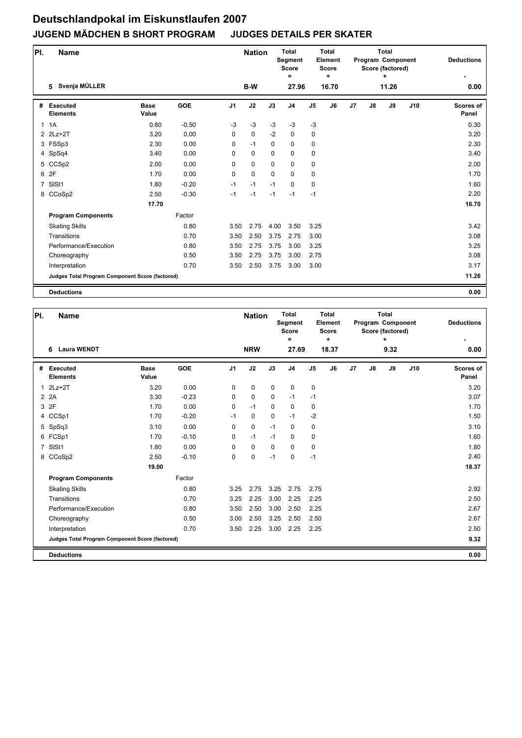# Deutschlandpokal im Eiskunstlaufen 2007

## JUGEND MÄDCHEN B SHORT PROGRAM JUDGES DETAILS PER SKATER

| Pl. | Name | Nation | Total Segment Score = | Total Element Score + | Total Program Component Score (factored) + | Deductions - |
|---|---|---|---|---|---|---|
| 5 | Svenja MÜLLER | B-W | 27.96 | 16.70 | 11.26 | 0.00 |

| # | Executed Elements | Base Value | GOE | J1 | J2 | J3 | J4 | J5 | J6 | J7 | J8 | J9 | J10 | Scores of Panel |
|---|---|---|---|---|---|---|---|---|---|---|---|---|---|---|
| 1 | 1A | 0.80 | -0.50 | -3 | -3 | -3 | -3 | -3 | | | | | | 0.30 |
| 2 | 2Lz+2T | 3.20 | 0.00 | 0 | 0 | -2 | 0 | 0 | | | | | | 3.20 |
| 3 | FSSp3 | 2.30 | 0.00 | 0 | -1 | 0 | 0 | 0 | | | | | | 2.30 |
| 4 | SpSq4 | 3.40 | 0.00 | 0 | 0 | 0 | 0 | 0 | | | | | | 3.40 |
| 5 | CCSp2 | 2.00 | 0.00 | 0 | 0 | 0 | 0 | 0 | | | | | | 2.00 |
| 6 | 2F | 1.70 | 0.00 | 0 | 0 | 0 | 0 | 0 | | | | | | 1.70 |
| 7 | SlSt1 | 1.80 | -0.20 | -1 | -1 | -1 | 0 | 0 | | | | | | 1.60 |
| 8 | CCoSp2 | 2.50 | -0.30 | -1 | -1 | -1 | -1 | -1 | | | | | | 2.20 |
| | | 17.70 | | | | | | | | | | | | 16.70 |
| | **Program Components** | | Factor | | | | | | | | | | | |
| | Skating Skills | | 0.80 | 3.50 | 2.75 | 4.00 | 3.50 | 3.25 | | | | | | 3.42 |
| | Transitions | | 0.70 | 3.50 | 2.50 | 3.75 | 2.75 | 3.00 | | | | | | 3.08 |
| | Performance/Execution | | 0.80 | 3.50 | 2.75 | 3.75 | 3.00 | 3.25 | | | | | | 3.25 |
| | Choreography | | 0.50 | 3.50 | 2.75 | 3.75 | 3.00 | 2.75 | | | | | | 3.08 |
| | Interpretation | | 0.70 | 3.50 | 2.50 | 3.75 | 3.00 | 3.00 | | | | | | 3.17 |
| | **Judges Total Program Component Score (factored)** | | | | | | | | | | | | | 11.26 |
| | **Deductions** | | | | | | | | | | | | | 0.00 |

| Pl. | Name | Nation | Total Segment Score = | Total Element Score + | Total Program Component Score (factored) + | Deductions - |
|---|---|---|---|---|---|---|
| 6 | Laura WENDT | NRW | 27.69 | 18.37 | 9.32 | 0.00 |

| # | Executed Elements | Base Value | GOE | J1 | J2 | J3 | J4 | J5 | J6 | J7 | J8 | J9 | J10 | Scores of Panel |
|---|---|---|---|---|---|---|---|---|---|---|---|---|---|---|
| 1 | 2Lz+2T | 3.20 | 0.00 | 0 | 0 | 0 | 0 | 0 | | | | | | 3.20 |
| 2 | 2A | 3.30 | -0.23 | 0 | 0 | 0 | -1 | -1 | | | | | | 3.07 |
| 3 | 2F | 1.70 | 0.00 | 0 | -1 | 0 | 0 | 0 | | | | | | 1.70 |
| 4 | CCSp1 | 1.70 | -0.20 | -1 | 0 | 0 | -1 | -2 | | | | | | 1.50 |
| 5 | SpSq3 | 3.10 | 0.00 | 0 | 0 | -1 | 0 | 0 | | | | | | 3.10 |
| 6 | FCSp1 | 1.70 | -0.10 | 0 | -1 | -1 | 0 | 0 | | | | | | 1.60 |
| 7 | SlSt1 | 1.80 | 0.00 | 0 | 0 | 0 | 0 | 0 | | | | | | 1.80 |
| 8 | CCoSp2 | 2.50 | -0.10 | 0 | 0 | -1 | 0 | -1 | | | | | | 2.40 |
| | | 19.00 | | | | | | | | | | | | 18.37 |
| | **Program Components** | | Factor | | | | | | | | | | | |
| | Skating Skills | | 0.80 | 3.25 | 2.75 | 3.25 | 2.75 | 2.75 | | | | | | 2.92 |
| | Transitions | | 0.70 | 3.25 | 2.25 | 3.00 | 2.25 | 2.25 | | | | | | 2.50 |
| | Performance/Execution | | 0.80 | 3.50 | 2.50 | 3.00 | 2.50 | 2.25 | | | | | | 2.67 |
| | Choreography | | 0.50 | 3.00 | 2.50 | 3.25 | 2.50 | 2.50 | | | | | | 2.67 |
| | Interpretation | | 0.70 | 3.50 | 2.25 | 3.00 | 2.25 | 2.25 | | | | | | 2.50 |
| | **Judges Total Program Component Score (factored)** | | | | | | | | | | | | | 9.32 |
| | **Deductions** | | | | | | | | | | | | | 0.00 |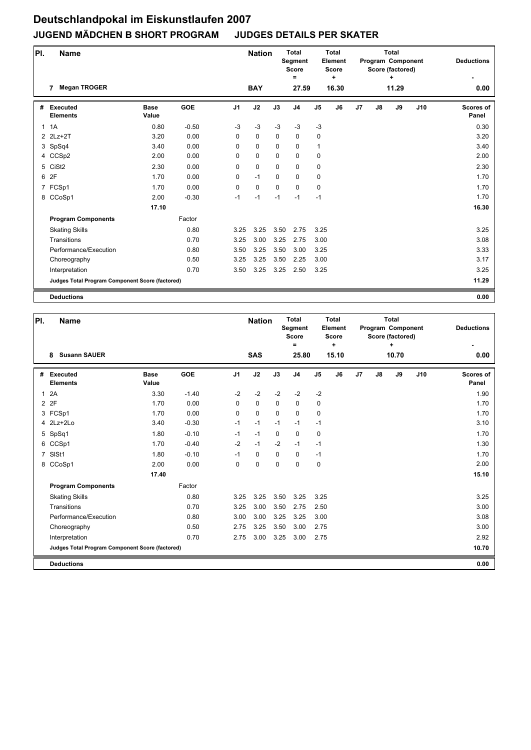# Deutschlandpokal im Eiskunstlaufen 2007

## JUGEND MÄDCHEN B SHORT PROGRAM JUDGES DETAILS PER SKATER

| Pl. | Name | Nation | Total Segment Score = | Total Element Score + | Total Program Component Score (factored) + | Deductions - |
|---|---|---|---|---|---|---|
| 7 | Megan TROGER | BAY | 27.59 | 16.30 | 11.29 | 0.00 |

| # | Executed Elements | Base Value | GOE | J1 | J2 | J3 | J4 | J5 | J6 | J7 | J8 | J9 | J10 | Scores of Panel |
|---|---|---|---|---|---|---|---|---|---|---|---|---|---|---|
| 1 | 1A | 0.80 | -0.50 | -3 | -3 | -3 | -3 | -3 | | | | | | 0.30 |
| 2 | 2Lz+2T | 3.20 | 0.00 | 0 | 0 | 0 | 0 | 0 | | | | | | 3.20 |
| 3 | SpSq4 | 3.40 | 0.00 | 0 | 0 | 0 | 0 | 1 | | | | | | 3.40 |
| 4 | CCSp2 | 2.00 | 0.00 | 0 | 0 | 0 | 0 | 0 | | | | | | 2.00 |
| 5 | CiSt2 | 2.30 | 0.00 | 0 | 0 | 0 | 0 | 0 | | | | | | 2.30 |
| 6 | 2F | 1.70 | 0.00 | 0 | -1 | 0 | 0 | 0 | | | | | | 1.70 |
| 7 | FCSp1 | 1.70 | 0.00 | 0 | 0 | 0 | 0 | 0 | | | | | | 1.70 |
| 8 | CCoSp1 | 2.00 | -0.30 | -1 | -1 | -1 | -1 | -1 | | | | | | 1.70 |
| | | 17.10 | | | | | | | | | | | | 16.30 |
| | **Program Components** | | Factor | | | | | | | | | | | |
| | Skating Skills | | 0.80 | 3.25 | 3.25 | 3.50 | 2.75 | 3.25 | | | | | | 3.25 |
| | Transitions | | 0.70 | 3.25 | 3.00 | 3.25 | 2.75 | 3.00 | | | | | | 3.08 |
| | Performance/Execution | | 0.80 | 3.50 | 3.25 | 3.50 | 3.00 | 3.25 | | | | | | 3.33 |
| | Choreography | | 0.50 | 3.25 | 3.25 | 3.50 | 2.25 | 3.00 | | | | | | 3.17 |
| | Interpretation | | 0.70 | 3.50 | 3.25 | 3.25 | 2.50 | 3.25 | | | | | | 3.25 |
| | **Judges Total Program Component Score (factored)** | | | | | | | | | | | | | 11.29 |
| | **Deductions** | | | | | | | | | | | | | 0.00 |

| Pl. | Name | Nation | Total Segment Score = | Total Element Score + | Total Program Component Score (factored) + | Deductions - |
|---|---|---|---|---|---|---|
| 8 | Susann SAUER | SAS | 25.80 | 15.10 | 10.70 | 0.00 |

| # | Executed Elements | Base Value | GOE | J1 | J2 | J3 | J4 | J5 | J6 | J7 | J8 | J9 | J10 | Scores of Panel |
|---|---|---|---|---|---|---|---|---|---|---|---|---|---|---|
| 1 | 2A | 3.30 | -1.40 | -2 | -2 | -2 | -2 | -2 | | | | | | 1.90 |
| 2 | 2F | 1.70 | 0.00 | 0 | 0 | 0 | 0 | 0 | | | | | | 1.70 |
| 3 | FCSp1 | 1.70 | 0.00 | 0 | 0 | 0 | 0 | 0 | | | | | | 1.70 |
| 4 | 2Lz+2Lo | 3.40 | -0.30 | -1 | -1 | -1 | -1 | -1 | | | | | | 3.10 |
| 5 | SpSq1 | 1.80 | -0.10 | -1 | -1 | 0 | 0 | 0 | | | | | | 1.70 |
| 6 | CCSp1 | 1.70 | -0.40 | -2 | -1 | -2 | -1 | -1 | | | | | | 1.30 |
| 7 | SlSt1 | 1.80 | -0.10 | -1 | 0 | 0 | 0 | -1 | | | | | | 1.70 |
| 8 | CCoSp1 | 2.00 | 0.00 | 0 | 0 | 0 | 0 | 0 | | | | | | 2.00 |
| | | 17.40 | | | | | | | | | | | | 15.10 |
| | **Program Components** | | Factor | | | | | | | | | | | |
| | Skating Skills | | 0.80 | 3.25 | 3.25 | 3.50 | 3.25 | 3.25 | | | | | | 3.25 |
| | Transitions | | 0.70 | 3.25 | 3.00 | 3.50 | 2.75 | 2.50 | | | | | | 3.00 |
| | Performance/Execution | | 0.80 | 3.00 | 3.00 | 3.25 | 3.25 | 3.00 | | | | | | 3.08 |
| | Choreography | | 0.50 | 2.75 | 3.25 | 3.50 | 3.00 | 2.75 | | | | | | 3.00 |
| | Interpretation | | 0.70 | 2.75 | 3.00 | 3.25 | 3.00 | 2.75 | | | | | | 2.92 |
| | **Judges Total Program Component Score (factored)** | | | | | | | | | | | | | 10.70 |
| | **Deductions** | | | | | | | | | | | | | 0.00 |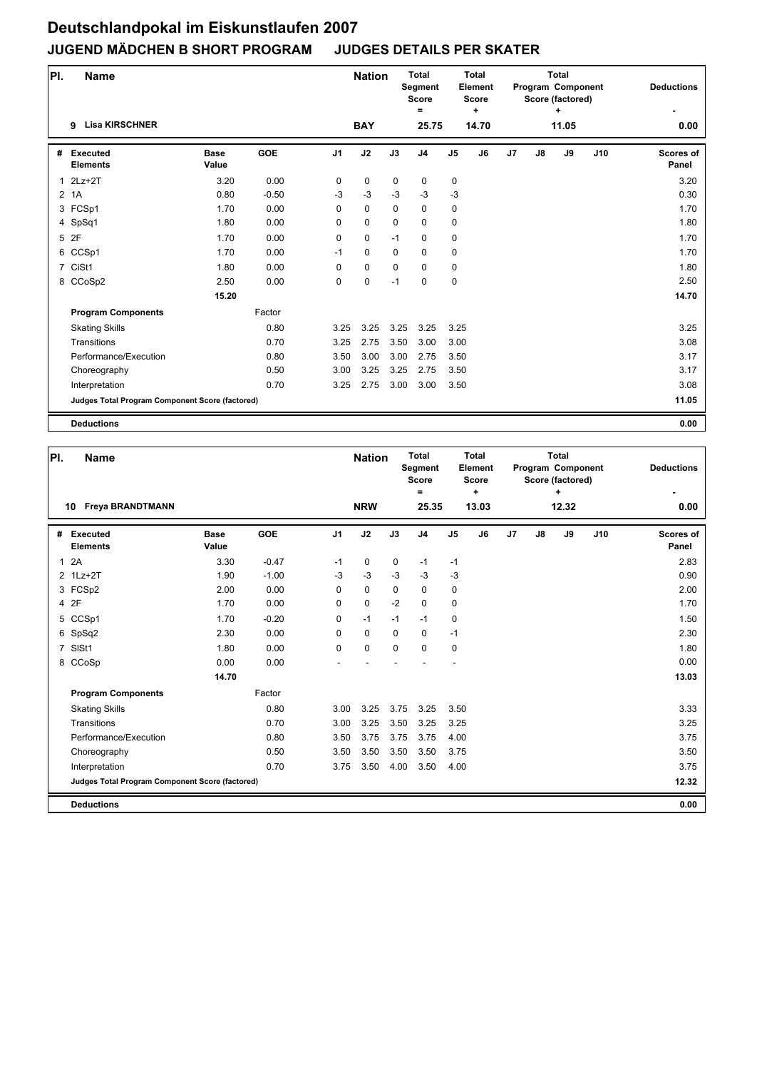# Deutschlandpokal im Eiskunstlaufen 2007

## JUGEND MÄDCHEN B SHORT PROGRAM JUDGES DETAILS PER SKATER

| Pl. | Name | Nation | Total Segment Score = | Total Element Score + | Total Program Component Score (factored) + | Deductions - |
|---|---|---|---|---|---|---|
| 9 | Lisa KIRSCHNER | BAY | 25.75 | 14.70 | 11.05 | 0.00 |

| # | Executed Elements | Base Value | GOE | J1 | J2 | J3 | J4 | J5 | J6 | J7 | J8 | J9 | J10 | Scores of Panel |
|---|---|---|---|---|---|---|---|---|---|---|---|---|---|---|
| 1 | 2Lz+2T | 3.20 | 0.00 | 0 | 0 | 0 | 0 | 0 | | | | | | 3.20 |
| 2 | 1A | 0.80 | -0.50 | -3 | -3 | -3 | -3 | -3 | | | | | | 0.30 |
| 3 | FCSp1 | 1.70 | 0.00 | 0 | 0 | 0 | 0 | 0 | | | | | | 1.70 |
| 4 | SpSq1 | 1.80 | 0.00 | 0 | 0 | 0 | 0 | 0 | | | | | | 1.80 |
| 5 | 2F | 1.70 | 0.00 | 0 | 0 | -1 | 0 | 0 | | | | | | 1.70 |
| 6 | CCSp1 | 1.70 | 0.00 | -1 | 0 | 0 | 0 | 0 | | | | | | 1.70 |
| 7 | CiSt1 | 1.80 | 0.00 | 0 | 0 | 0 | 0 | 0 | | | | | | 1.80 |
| 8 | CCoSp2 | 2.50 | 0.00 | 0 | 0 | -1 | 0 | 0 | | | | | | 2.50 |
| | | 15.20 | | | | | | | | | | | | 14.70 |
| | **Program Components** | | Factor | | | | | | | | | | | |
| | Skating Skills | | 0.80 | 3.25 | 3.25 | 3.25 | 3.25 | 3.25 | | | | | | 3.25 |
| | Transitions | | 0.70 | 3.25 | 2.75 | 3.50 | 3.00 | 3.00 | | | | | | 3.08 |
| | Performance/Execution | | 0.80 | 3.50 | 3.00 | 3.00 | 2.75 | 3.50 | | | | | | 3.17 |
| | Choreography | | 0.50 | 3.00 | 3.25 | 3.25 | 2.75 | 3.50 | | | | | | 3.17 |
| | Interpretation | | 0.70 | 3.25 | 2.75 | 3.00 | 3.00 | 3.50 | | | | | | 3.08 |
| | **Judges Total Program Component Score (factored)** | | | | | | | | | | | | | 11.05 |
| | **Deductions** | | | | | | | | | | | | | 0.00 |

| Pl. | Name | Nation | Total Segment Score = | Total Element Score + | Total Program Component Score (factored) + | Deductions - |
|---|---|---|---|---|---|---|
| 10 | Freya BRANDTMANN | NRW | 25.35 | 13.03 | 12.32 | 0.00 |

| # | Executed Elements | Base Value | GOE | J1 | J2 | J3 | J4 | J5 | J6 | J7 | J8 | J9 | J10 | Scores of Panel |
|---|---|---|---|---|---|---|---|---|---|---|---|---|---|---|
| 1 | 2A | 3.30 | -0.47 | -1 | 0 | 0 | -1 | -1 | | | | | | 2.83 |
| 2 | 1Lz+2T | 1.90 | -1.00 | -3 | -3 | -3 | -3 | -3 | | | | | | 0.90 |
| 3 | FCSp2 | 2.00 | 0.00 | 0 | 0 | 0 | 0 | 0 | | | | | | 2.00 |
| 4 | 2F | 1.70 | 0.00 | 0 | 0 | -2 | 0 | 0 | | | | | | 1.70 |
| 5 | CCSp1 | 1.70 | -0.20 | 0 | -1 | -1 | -1 | 0 | | | | | | 1.50 |
| 6 | SpSq2 | 2.30 | 0.00 | 0 | 0 | 0 | 0 | -1 | | | | | | 2.30 |
| 7 | SlSt1 | 1.80 | 0.00 | 0 | 0 | 0 | 0 | 0 | | | | | | 1.80 |
| 8 | CCoSp | 0.00 | 0.00 | - | - | - | - | - | | | | | | 0.00 |
| | | 14.70 | | | | | | | | | | | | 13.03 |
| | **Program Components** | | Factor | | | | | | | | | | | |
| | Skating Skills | | 0.80 | 3.00 | 3.25 | 3.75 | 3.25 | 3.50 | | | | | | 3.33 |
| | Transitions | | 0.70 | 3.00 | 3.25 | 3.50 | 3.25 | 3.25 | | | | | | 3.25 |
| | Performance/Execution | | 0.80 | 3.50 | 3.75 | 3.75 | 3.75 | 4.00 | | | | | | 3.75 |
| | Choreography | | 0.50 | 3.50 | 3.50 | 3.50 | 3.50 | 3.75 | | | | | | 3.50 |
| | Interpretation | | 0.70 | 3.75 | 3.50 | 4.00 | 3.50 | 4.00 | | | | | | 3.75 |
| | **Judges Total Program Component Score (factored)** | | | | | | | | | | | | | 12.32 |
| | **Deductions** | | | | | | | | | | | | | 0.00 |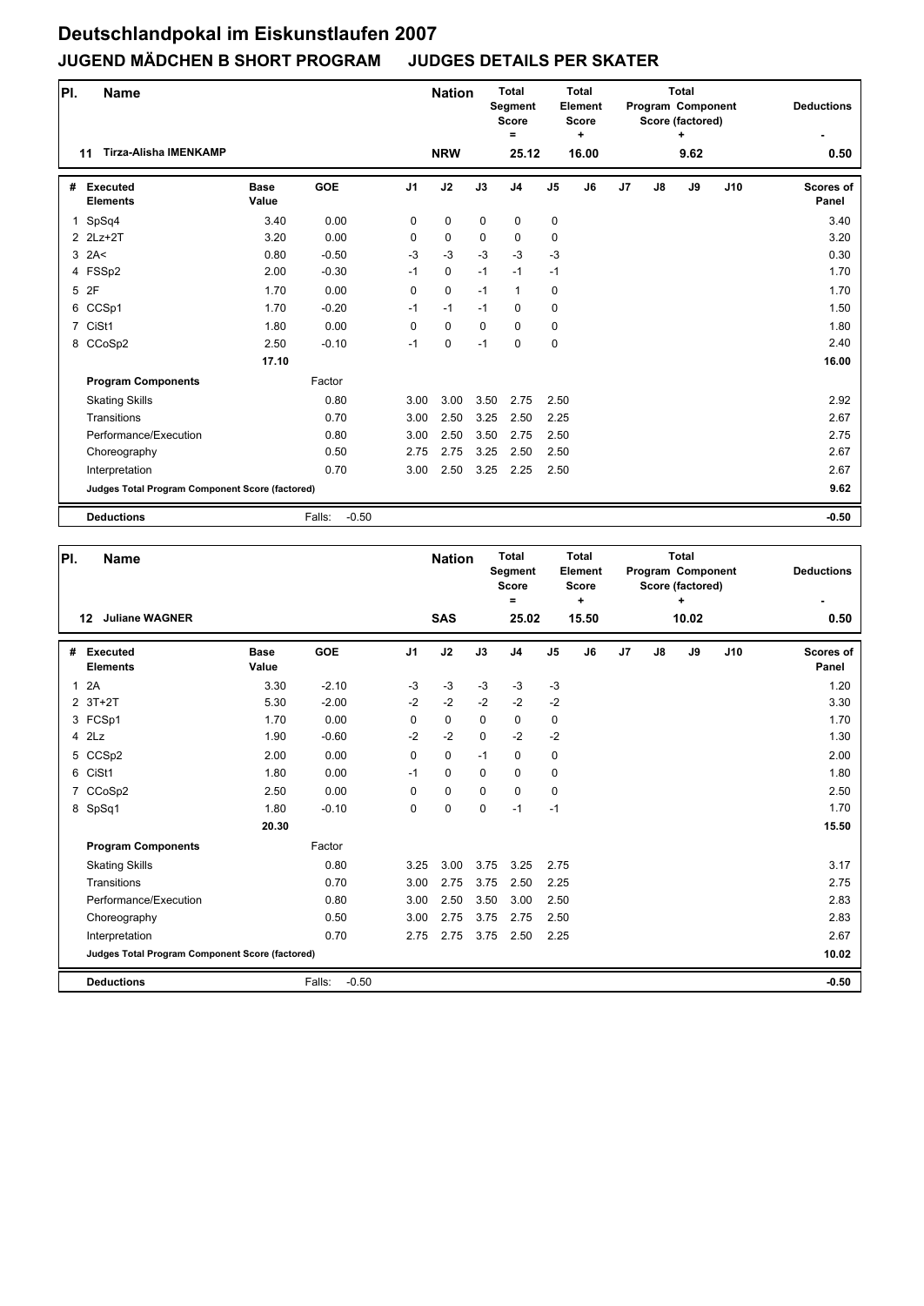# Deutschlandpokal im Eiskunstlaufen 2007

## JUGEND MÄDCHEN B SHORT PROGRAM JUDGES DETAILS PER SKATER

| Pl. | Name | Nation | Total Segment Score = | Total Element Score + | Total Program Component Score (factored) + | Deductions - |
|---|---|---|---|---|---|---|
| 11 | Tirza-Alisha IMENKAMP | NRW | 25.12 | 16.00 | 9.62 | 0.50 |

| # | Executed Elements | Base Value | GOE | J1 | J2 | J3 | J4 | J5 | J6 | J7 | J8 | J9 | J10 | Scores of Panel |
|---|---|---|---|---|---|---|---|---|---|---|---|---|---|---|
| 1 | SpSq4 | 3.40 | 0.00 | 0 | 0 | 0 | 0 | 0 | | | | | | 3.40 |
| 2 | 2Lz+2T | 3.20 | 0.00 | 0 | 0 | 0 | 0 | 0 | | | | | | 3.20 |
| 3 | 2A< | 0.80 | -0.50 | -3 | -3 | -3 | -3 | -3 | | | | | | 0.30 |
| 4 | FSSp2 | 2.00 | -0.30 | -1 | 0 | -1 | -1 | -1 | | | | | | 1.70 |
| 5 | 2F | 1.70 | 0.00 | 0 | 0 | -1 | 1 | 0 | | | | | | 1.70 |
| 6 | CCSp1 | 1.70 | -0.20 | -1 | -1 | -1 | 0 | 0 | | | | | | 1.50 |
| 7 | CiSt1 | 1.80 | 0.00 | 0 | 0 | 0 | 0 | 0 | | | | | | 1.80 |
| 8 | CCoSp2 | 2.50 | -0.10 | -1 | 0 | -1 | 0 | 0 | | | | | | 2.40 |
| | | 17.10 | | | | | | | | | | | | 16.00 |
| | **Program Components** | | Factor | | | | | | | | | | | |
| | Skating Skills | | 0.80 | 3.00 | 3.00 | 3.50 | 2.75 | 2.50 | | | | | | 2.92 |
| | Transitions | | 0.70 | 3.00 | 2.50 | 3.25 | 2.50 | 2.25 | | | | | | 2.67 |
| | Performance/Execution | | 0.80 | 3.00 | 2.50 | 3.50 | 2.75 | 2.50 | | | | | | 2.75 |
| | Choreography | | 0.50 | 2.75 | 2.75 | 3.25 | 2.50 | 2.50 | | | | | | 2.67 |
| | Interpretation | | 0.70 | 3.00 | 2.50 | 3.25 | 2.25 | 2.50 | | | | | | 2.67 |
| | **Judges Total Program Component Score (factored)** | | | | | | | | | | | | | 9.62 |
| | **Deductions** | | Falls: -0.50 | | | | | | | | | | | -0.50 |

| Pl. | Name | Nation | Total Segment Score = | Total Element Score + | Total Program Component Score (factored) + | Deductions - |
|---|---|---|---|---|---|---|
| 12 | Juliane WAGNER | SAS | 25.02 | 15.50 | 10.02 | 0.50 |

| # | Executed Elements | Base Value | GOE | J1 | J2 | J3 | J4 | J5 | J6 | J7 | J8 | J9 | J10 | Scores of Panel |
|---|---|---|---|---|---|---|---|---|---|---|---|---|---|---|
| 1 | 2A | 3.30 | -2.10 | -3 | -3 | -3 | -3 | -3 | | | | | | 1.20 |
| 2 | 3T+2T | 5.30 | -2.00 | -2 | -2 | -2 | -2 | -2 | | | | | | 3.30 |
| 3 | FCSp1 | 1.70 | 0.00 | 0 | 0 | 0 | 0 | 0 | | | | | | 1.70 |
| 4 | 2Lz | 1.90 | -0.60 | -2 | -2 | 0 | -2 | -2 | | | | | | 1.30 |
| 5 | CCSp2 | 2.00 | 0.00 | 0 | 0 | -1 | 0 | 0 | | | | | | 2.00 |
| 6 | CiSt1 | 1.80 | 0.00 | -1 | 0 | 0 | 0 | 0 | | | | | | 1.80 |
| 7 | CCoSp2 | 2.50 | 0.00 | 0 | 0 | 0 | 0 | 0 | | | | | | 2.50 |
| 8 | SpSq1 | 1.80 | -0.10 | 0 | 0 | 0 | -1 | -1 | | | | | | 1.70 |
| | | 20.30 | | | | | | | | | | | | 15.50 |
| | **Program Components** | | Factor | | | | | | | | | | | |
| | Skating Skills | | 0.80 | 3.25 | 3.00 | 3.75 | 3.25 | 2.75 | | | | | | 3.17 |
| | Transitions | | 0.70 | 3.00 | 2.75 | 3.75 | 2.50 | 2.25 | | | | | | 2.75 |
| | Performance/Execution | | 0.80 | 3.00 | 2.50 | 3.50 | 3.00 | 2.50 | | | | | | 2.83 |
| | Choreography | | 0.50 | 3.00 | 2.75 | 3.75 | 2.75 | 2.50 | | | | | | 2.83 |
| | Interpretation | | 0.70 | 2.75 | 2.75 | 3.75 | 2.50 | 2.25 | | | | | | 2.67 |
| | **Judges Total Program Component Score (factored)** | | | | | | | | | | | | | 10.02 |
| | **Deductions** | | Falls: -0.50 | | | | | | | | | | | -0.50 |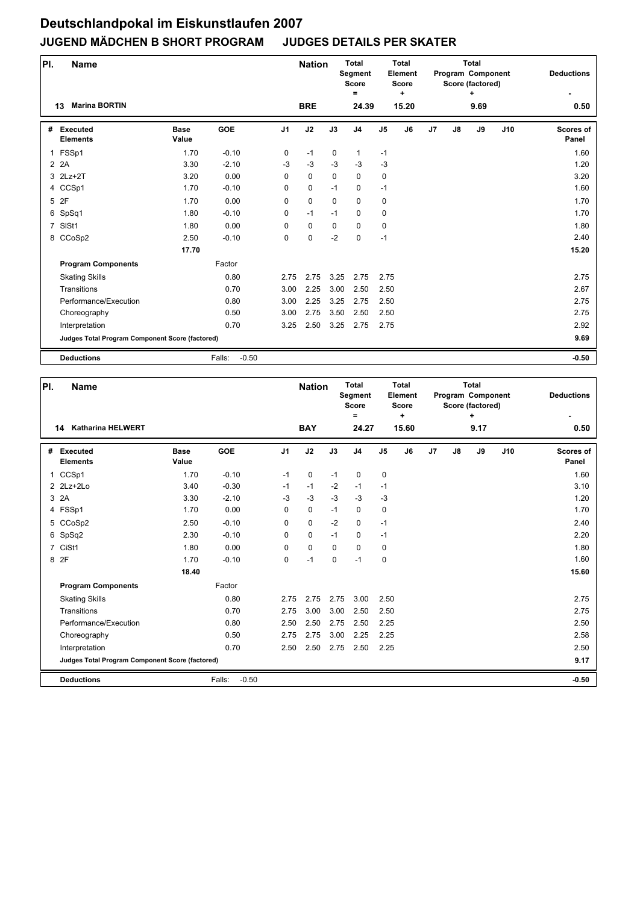# Deutschlandpokal im Eiskunstlaufen 2007

## JUGEND MÄDCHEN B SHORT PROGRAM JUDGES DETAILS PER SKATER

| Pl. | Name | Nation | Total Segment Score = | Total Element Score + | Total Program Component Score (factored) + | Deductions - |
|---|---|---|---|---|---|---|
| 13 | Marina BORTIN | BRE | 24.39 | 15.20 | 9.69 | 0.50 |

| # | Executed Elements | Base Value | GOE | J1 | J2 | J3 | J4 | J5 | J6 | J7 | J8 | J9 | J10 | Scores of Panel |
|---|---|---|---|---|---|---|---|---|---|---|---|---|---|---|
| 1 | FSSp1 | 1.70 | -0.10 | 0 | -1 | 0 | 1 | -1 | | | | | | 1.60 |
| 2 | 2A | 3.30 | -2.10 | -3 | -3 | -3 | -3 | -3 | | | | | | 1.20 |
| 3 | 2Lz+2T | 3.20 | 0.00 | 0 | 0 | 0 | 0 | 0 | | | | | | 3.20 |
| 4 | CCSp1 | 1.70 | -0.10 | 0 | 0 | -1 | 0 | -1 | | | | | | 1.60 |
| 5 | 2F | 1.70 | 0.00 | 0 | 0 | 0 | 0 | 0 | | | | | | 1.70 |
| 6 | SpSq1 | 1.80 | -0.10 | 0 | -1 | -1 | 0 | 0 | | | | | | 1.70 |
| 7 | SlSt1 | 1.80 | 0.00 | 0 | 0 | 0 | 0 | 0 | | | | | | 1.80 |
| 8 | CCoSp2 | 2.50 | -0.10 | 0 | 0 | -2 | 0 | -1 | | | | | | 2.40 |
| | | 17.70 | | | | | | | | | | | | 15.20 |
| | **Program Components** | | Factor | | | | | | | | | | | |
| | Skating Skills | | 0.80 | 2.75 | 2.75 | 3.25 | 2.75 | 2.75 | | | | | | 2.75 |
| | Transitions | | 0.70 | 3.00 | 2.25 | 3.00 | 2.50 | 2.50 | | | | | | 2.67 |
| | Performance/Execution | | 0.80 | 3.00 | 2.25 | 3.25 | 2.75 | 2.50 | | | | | | 2.75 |
| | Choreography | | 0.50 | 3.00 | 2.75 | 3.50 | 2.50 | 2.50 | | | | | | 2.75 |
| | Interpretation | | 0.70 | 3.25 | 2.50 | 3.25 | 2.75 | 2.75 | | | | | | 2.92 |
| | **Judges Total Program Component Score (factored)** | | | | | | | | | | | | | 9.69 |
| | **Deductions** | | Falls: -0.50 | | | | | | | | | | | -0.50 |

| Pl. | Name | Nation | Total Segment Score = | Total Element Score + | Total Program Component Score (factored) + | Deductions - |
|---|---|---|---|---|---|---|
| 14 | Katharina HELWERT | BAY | 24.27 | 15.60 | 9.17 | 0.50 |

| # | Executed Elements | Base Value | GOE | J1 | J2 | J3 | J4 | J5 | J6 | J7 | J8 | J9 | J10 | Scores of Panel |
|---|---|---|---|---|---|---|---|---|---|---|---|---|---|---|
| 1 | CCSp1 | 1.70 | -0.10 | -1 | 0 | -1 | 0 | 0 | | | | | | 1.60 |
| 2 | 2Lz+2Lo | 3.40 | -0.30 | -1 | -1 | -2 | -1 | -1 | | | | | | 3.10 |
| 3 | 2A | 3.30 | -2.10 | -3 | -3 | -3 | -3 | -3 | | | | | | 1.20 |
| 4 | FSSp1 | 1.70 | 0.00 | 0 | 0 | -1 | 0 | 0 | | | | | | 1.70 |
| 5 | CCoSp2 | 2.50 | -0.10 | 0 | 0 | -2 | 0 | -1 | | | | | | 2.40 |
| 6 | SpSq2 | 2.30 | -0.10 | 0 | 0 | -1 | 0 | -1 | | | | | | 2.20 |
| 7 | CiSt1 | 1.80 | 0.00 | 0 | 0 | 0 | 0 | 0 | | | | | | 1.80 |
| 8 | 2F | 1.70 | -0.10 | 0 | -1 | 0 | -1 | 0 | | | | | | 1.60 |
| | | 18.40 | | | | | | | | | | | | 15.60 |
| | **Program Components** | | Factor | | | | | | | | | | | |
| | Skating Skills | | 0.80 | 2.75 | 2.75 | 2.75 | 3.00 | 2.50 | | | | | | 2.75 |
| | Transitions | | 0.70 | 2.75 | 3.00 | 3.00 | 2.50 | 2.50 | | | | | | 2.75 |
| | Performance/Execution | | 0.80 | 2.50 | 2.50 | 2.75 | 2.50 | 2.25 | | | | | | 2.50 |
| | Choreography | | 0.50 | 2.75 | 2.75 | 3.00 | 2.25 | 2.25 | | | | | | 2.58 |
| | Interpretation | | 0.70 | 2.50 | 2.50 | 2.75 | 2.50 | 2.25 | | | | | | 2.50 |
| | **Judges Total Program Component Score (factored)** | | | | | | | | | | | | | 9.17 |
| | **Deductions** | | Falls: -0.50 | | | | | | | | | | | -0.50 |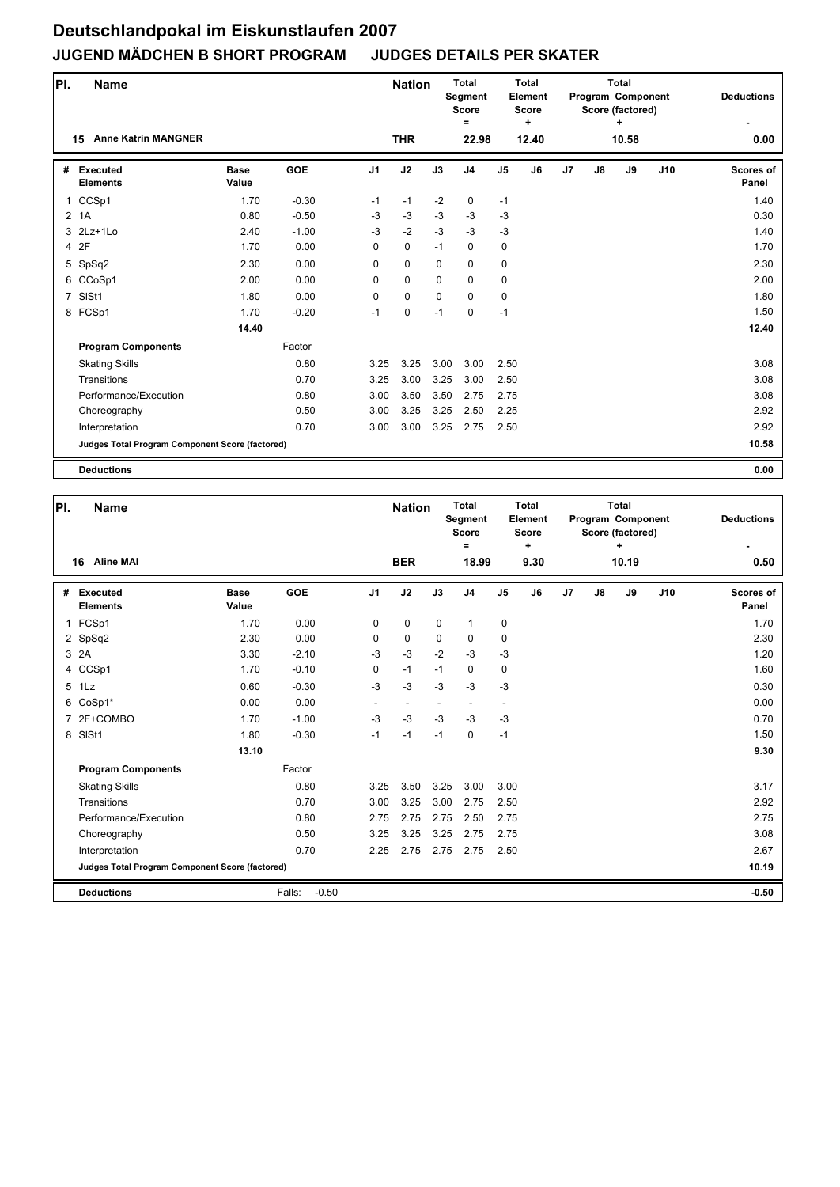# Deutschlandpokal im Eiskunstlaufen 2007

## JUGEND MÄDCHEN B SHORT PROGRAM JUDGES DETAILS PER SKATER

| Pl. | Name | Nation | Total Segment Score = | Total Element Score + | Total Program Component Score (factored) + | Deductions - |
|---|---|---|---|---|---|---|
| 15 | Anne Katrin MANGNER | THR | 22.98 | 12.40 | 10.58 | 0.00 |

| # | Executed Elements | Base Value | GOE | J1 | J2 | J3 | J4 | J5 | J6 | J7 | J8 | J9 | J10 | Scores of Panel |
|---|---|---|---|---|---|---|---|---|---|---|---|---|---|---|
| 1 | CCSp1 | 1.70 | -0.30 | -1 | -1 | -2 | 0 | -1 | | | | | | 1.40 |
| 2 | 1A | 0.80 | -0.50 | -3 | -3 | -3 | -3 | -3 | | | | | | 0.30 |
| 3 | 2Lz+1Lo | 2.40 | -1.00 | -3 | -2 | -3 | -3 | -3 | | | | | | 1.40 |
| 4 | 2F | 1.70 | 0.00 | 0 | 0 | -1 | 0 | 0 | | | | | | 1.70 |
| 5 | SpSq2 | 2.30 | 0.00 | 0 | 0 | 0 | 0 | 0 | | | | | | 2.30 |
| 6 | CCoSp1 | 2.00 | 0.00 | 0 | 0 | 0 | 0 | 0 | | | | | | 2.00 |
| 7 | SlSt1 | 1.80 | 0.00 | 0 | 0 | 0 | 0 | 0 | | | | | | 1.80 |
| 8 | FCSp1 | 1.70 | -0.20 | -1 | 0 | -1 | 0 | -1 | | | | | | 1.50 |
| | | 14.40 | | | | | | | | | | | | 12.40 |
| | **Program Components** | | Factor | | | | | | | | | | | |
| | Skating Skills | | 0.80 | 3.25 | 3.25 | 3.00 | 3.00 | 2.50 | | | | | | 3.08 |
| | Transitions | | 0.70 | 3.25 | 3.00 | 3.25 | 3.00 | 2.50 | | | | | | 3.08 |
| | Performance/Execution | | 0.80 | 3.00 | 3.50 | 3.50 | 2.75 | 2.75 | | | | | | 3.08 |
| | Choreography | | 0.50 | 3.00 | 3.25 | 3.25 | 2.50 | 2.25 | | | | | | 2.92 |
| | Interpretation | | 0.70 | 3.00 | 3.00 | 3.25 | 2.75 | 2.50 | | | | | | 2.92 |
| | **Judges Total Program Component Score (factored)** | | | | | | | | | | | | | 10.58 |
| | **Deductions** | | | | | | | | | | | | | 0.00 |

| Pl. | Name | Nation | Total Segment Score = | Total Element Score + | Total Program Component Score (factored) + | Deductions - |
|---|---|---|---|---|---|---|
| 16 | Aline MAI | BER | 18.99 | 9.30 | 10.19 | 0.50 |

| # | Executed Elements | Base Value | GOE | J1 | J2 | J3 | J4 | J5 | J6 | J7 | J8 | J9 | J10 | Scores of Panel |
|---|---|---|---|---|---|---|---|---|---|---|---|---|---|---|
| 1 | FCSp1 | 1.70 | 0.00 | 0 | 0 | 0 | 1 | 0 | | | | | | 1.70 |
| 2 | SpSq2 | 2.30 | 0.00 | 0 | 0 | 0 | 0 | 0 | | | | | | 2.30 |
| 3 | 2A | 3.30 | -2.10 | -3 | -3 | -2 | -3 | -3 | | | | | | 1.20 |
| 4 | CCSp1 | 1.70 | -0.10 | 0 | -1 | -1 | 0 | 0 | | | | | | 1.60 |
| 5 | 1Lz | 0.60 | -0.30 | -3 | -3 | -3 | -3 | -3 | | | | | | 0.30 |
| 6 | CoSp1* | 0.00 | 0.00 | - | - | - | - | - | | | | | | 0.00 |
| 7 | 2F+COMBO | 1.70 | -1.00 | -3 | -3 | -3 | -3 | -3 | | | | | | 0.70 |
| 8 | SlSt1 | 1.80 | -0.30 | -1 | -1 | -1 | 0 | -1 | | | | | | 1.50 |
| | | 13.10 | | | | | | | | | | | | 9.30 |
| | **Program Components** | | Factor | | | | | | | | | | | |
| | Skating Skills | | 0.80 | 3.25 | 3.50 | 3.25 | 3.00 | 3.00 | | | | | | 3.17 |
| | Transitions | | 0.70 | 3.00 | 3.25 | 3.00 | 2.75 | 2.50 | | | | | | 2.92 |
| | Performance/Execution | | 0.80 | 2.75 | 2.75 | 2.75 | 2.50 | 2.75 | | | | | | 2.75 |
| | Choreography | | 0.50 | 3.25 | 3.25 | 3.25 | 2.75 | 2.75 | | | | | | 3.08 |
| | Interpretation | | 0.70 | 2.25 | 2.75 | 2.75 | 2.75 | 2.50 | | | | | | 2.67 |
| | **Judges Total Program Component Score (factored)** | | | | | | | | | | | | | 10.19 |
| | **Deductions** | | Falls: -0.50 | | | | | | | | | | | -0.50 |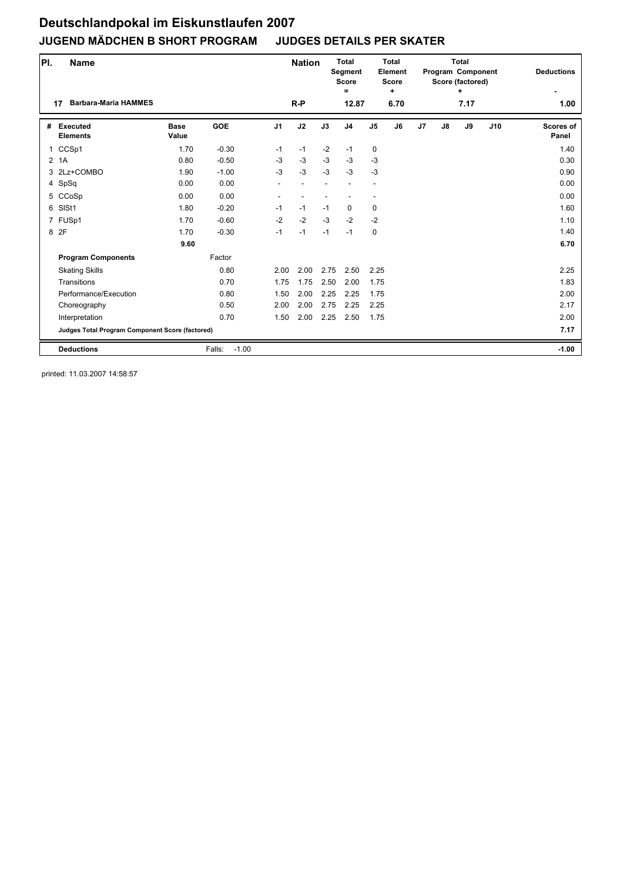# Deutschlandpokal im Eiskunstlaufen 2007

## JUGEND MÄDCHEN B SHORT PROGRAM JUDGES DETAILS PER SKATER

| Pl. | Name | Nation | Total Segment Score = | Total Element Score + | Total Program Component Score (factored) + | Deductions - |
|---|---|---|---|---|---|---|
| 17 | Barbara-Maria HAMMES | R-P | 12.87 | 6.70 | 7.17 | 1.00 |

| # | Executed Elements | Base Value | GOE | J1 | J2 | J3 | J4 | J5 | J6 | J7 | J8 | J9 | J10 | Scores of Panel |
|---|---|---|---|---|---|---|---|---|---|---|---|---|---|---|
| 1 | CCSp1 | 1.70 | -0.30 | -1 | -1 | -2 | -1 | 0 | | | | | | 1.40 |
| 2 | 1A | 0.80 | -0.50 | -3 | -3 | -3 | -3 | -3 | | | | | | 0.30 |
| 3 | 2Lz+COMBO | 1.90 | -1.00 | -3 | -3 | -3 | -3 | -3 | | | | | | 0.90 |
| 4 | SpSq | 0.00 | 0.00 | - | - | - | - | - | | | | | | 0.00 |
| 5 | CCoSp | 0.00 | 0.00 | - | - | - | - | - | | | | | | 0.00 |
| 6 | SlSt1 | 1.80 | -0.20 | -1 | -1 | -1 | 0 | 0 | | | | | | 1.60 |
| 7 | FUSp1 | 1.70 | -0.60 | -2 | -2 | -3 | -2 | -2 | | | | | | 1.10 |
| 8 | 2F | 1.70 | -0.30 | -1 | -1 | -1 | -1 | 0 | | | | | | 1.40 |
| | | 9.60 | | | | | | | | | | | | 6.70 |
| | **Program Components** | | Factor | | | | | | | | | | | |
| | Skating Skills | | 0.80 | 2.00 | 2.00 | 2.75 | 2.50 | 2.25 | | | | | | 2.25 |
| | Transitions | | 0.70 | 1.75 | 1.75 | 2.50 | 2.00 | 1.75 | | | | | | 1.83 |
| | Performance/Execution | | 0.80 | 1.50 | 2.00 | 2.25 | 2.25 | 1.75 | | | | | | 2.00 |
| | Choreography | | 0.50 | 2.00 | 2.00 | 2.75 | 2.25 | 2.25 | | | | | | 2.17 |
| | Interpretation | | 0.70 | 1.50 | 2.00 | 2.25 | 2.50 | 1.75 | | | | | | 2.00 |
| | **Judges Total Program Component Score (factored)** | | | | | | | | | | | | | 7.17 |
| | **Deductions** | | Falls: -1.00 | | | | | | | | | | | -1.00 |

printed: 11.03.2007 14:58:57